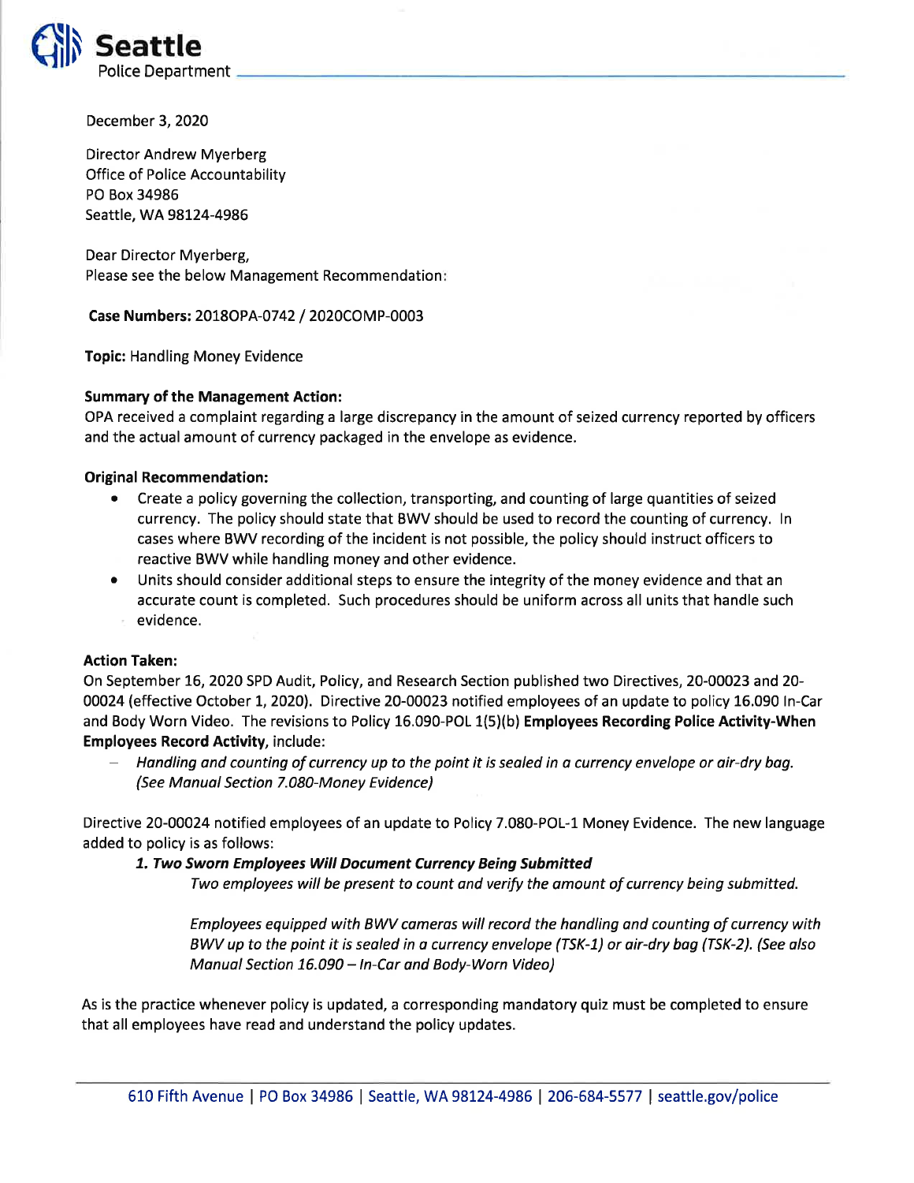**Seattle**
Police Department

December 3, 2020

Director Andrew Myerberg
Office of Police Accountability
PO Box 34986
Seattle, WA 98124-4986

Dear Director Myerberg,
Please see the below Management Recommendation:

**Case Numbers:** 2018OPA-0742 / 2020COMP-0003

**Topic:** Handling Money Evidence

**Summary of the Management Action:**
OPA received a complaint regarding a large discrepancy in the amount of seized currency reported by officers and the actual amount of currency packaged in the envelope as evidence.

**Original Recommendation:**

- Create a policy governing the collection, transporting, and counting of large quantities of seized currency. The policy should state that BWV should be used to record the counting of currency. In cases where BWV recording of the incident is not possible, the policy should instruct officers to reactive BWV while handling money and other evidence.
- Units should consider additional steps to ensure the integrity of the money evidence and that an accurate count is completed. Such procedures should be uniform across all units that handle such evidence.

**Action Taken:**
On September 16, 2020 SPD Audit, Policy, and Research Section published two Directives, 20-00023 and 20-00024 (effective October 1, 2020). Directive 20-00023 notified employees of an update to policy 16.090 In-Car and Body Worn Video. The revisions to Policy 16.090-POL 1(5)(b) **Employees Recording Police Activity-When Employees Record Activity**, include:

- *Handling and counting of currency up to the point it is sealed in a currency envelope or air-dry bag. (See Manual Section 7.080-Money Evidence)*

Directive 20-00024 notified employees of an update to Policy 7.080-POL-1 Money Evidence. The new language added to policy is as follows:

***1. Two Sworn Employees Will Document Currency Being Submitted***

*Two employees will be present to count and verify the amount of currency being submitted.*

*Employees equipped with BWV cameras will record the handling and counting of currency with BWV up to the point it is sealed in a currency envelope (TSK-1) or air-dry bag (TSK-2). (See also Manual Section 16.090 – In-Car and Body-Worn Video)*

As is the practice whenever policy is updated, a corresponding mandatory quiz must be completed to ensure that all employees have read and understand the policy updates.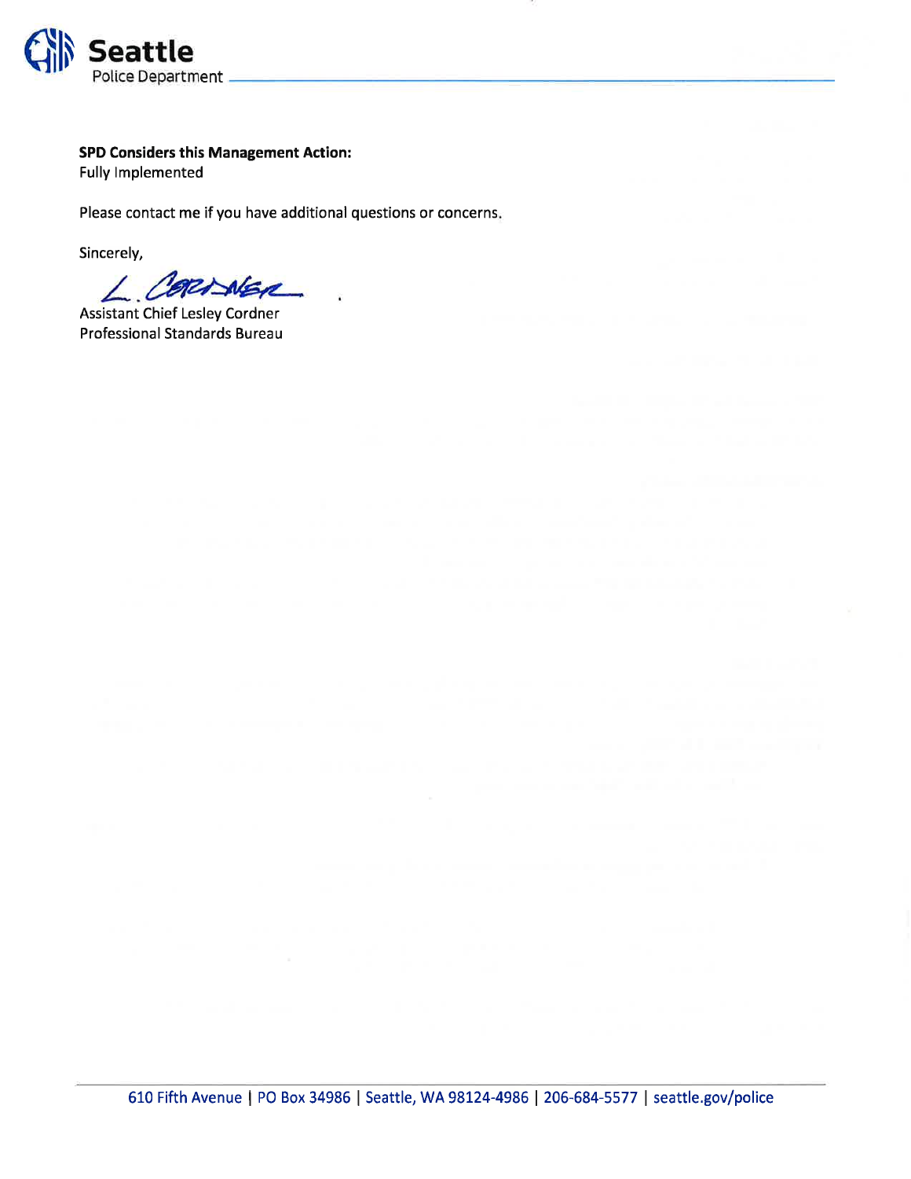**SPD Considers this Management Action:**
Fully Implemented

Please contact me if you have additional questions or concerns.

Sincerely,

L. Cordner

Assistant Chief Lesley Cordner
Professional Standards Bureau